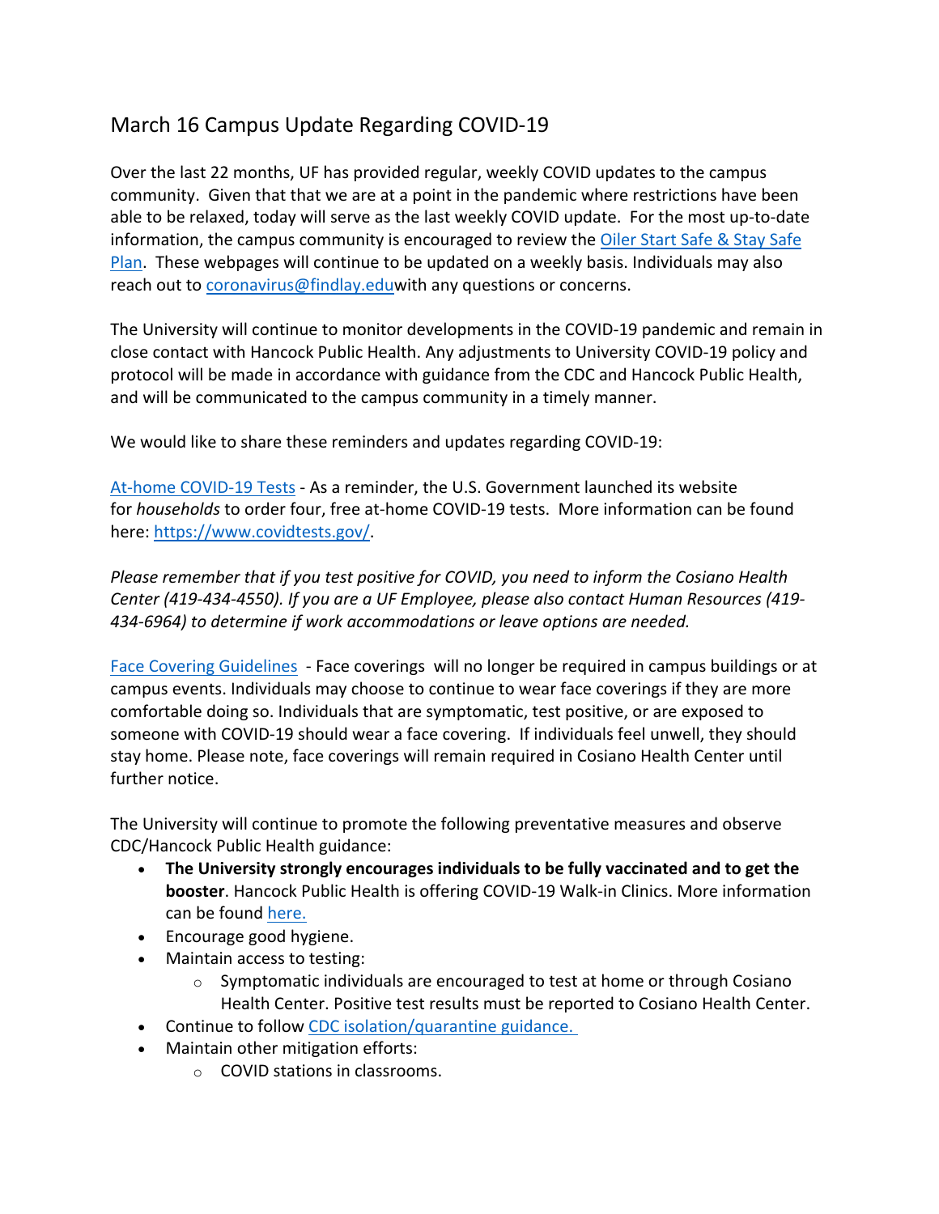# March 16 Campus Update Regarding COVID-19

Over the last 22 months, UF has provided regular, weekly COVID updates to the campus community. Given that that we are at a point in the pandemic where restrictions have been able to be relaxed, today will serve as the last weekly COVID update. For the most up-to-date information, the campus community is encouraged to review the [Oiler Start Safe & Stay Safe Plan](). These webpages will continue to be updated on a weekly basis. Individuals may also reach out to [coronavirus@findlay.edu]()with any questions or concerns.

The University will continue to monitor developments in the COVID-19 pandemic and remain in close contact with Hancock Public Health. Any adjustments to University COVID-19 policy and protocol will be made in accordance with guidance from the CDC and Hancock Public Health, and will be communicated to the campus community in a timely manner.

We would like to share these reminders and updates regarding COVID-19:

[At-home COVID-19 Tests]() - As a reminder, the U.S. Government launched its website for *households* to order four, free at-home COVID-19 tests. More information can be found here: [https://www.covidtests.gov/](https://www.covidtests.gov/).

*Please remember that if you test positive for COVID, you need to inform the Cosiano Health Center (419-434-4550). If you are a UF Employee, please also contact Human Resources (419-434-6964) to determine if work accommodations or leave options are needed.*

[Face Covering Guidelines]() - Face coverings will no longer be required in campus buildings or at campus events. Individuals may choose to continue to wear face coverings if they are more comfortable doing so. Individuals that are symptomatic, test positive, or are exposed to someone with COVID-19 should wear a face covering. If individuals feel unwell, they should stay home. Please note, face coverings will remain required in Cosiano Health Center until further notice.

The University will continue to promote the following preventative measures and observe CDC/Hancock Public Health guidance:

- **The University strongly encourages individuals to be fully vaccinated and to get the booster**. Hancock Public Health is offering COVID-19 Walk-in Clinics. More information can be found [here.]()
- Encourage good hygiene.
- Maintain access to testing:
  - Symptomatic individuals are encouraged to test at home or through Cosiano Health Center. Positive test results must be reported to Cosiano Health Center.
- Continue to follow [CDC isolation/quarantine guidance.]()
- Maintain other mitigation efforts:
  - COVID stations in classrooms.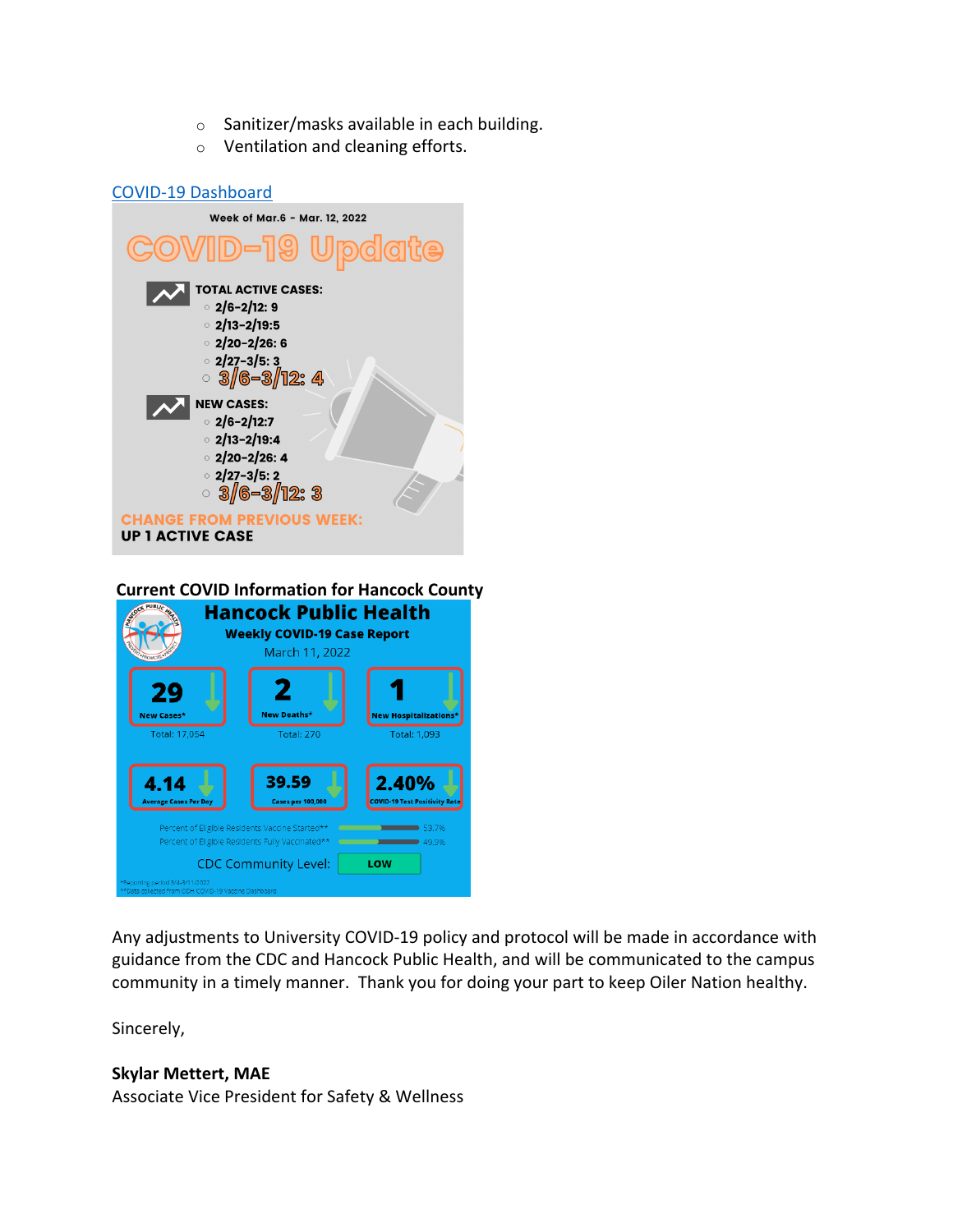- Sanitizer/masks available in each building.
- Ventilation and cleaning efforts.

COVID-19 Dashboard

Week of Mar.6 - Mar. 12, 2022

COVID-19 Update

TOTAL ACTIVE CASES:

- 2/6-2/12: 9
- 2/13-2/19:5
- 2/20-2/26: 6
- 2/27-3/5: 3
- 3/6-3/12: 4

NEW CASES:

- 2/6-2/12:7
- 2/13-2/19:4
- 2/20-2/26: 4
- 2/27-3/5: 2
- 3/6-3/12: 3

CHANGE FROM PREVIOUS WEEK:
UP 1 ACTIVE CASE

**Current COVID Information for Hancock County**

Hancock Public Health
Weekly COVID-19 Case Report
March 11, 2022

29
New Cases*
Total: 17,054

2
New Deaths*
Total: 270

1
New Hospitalizations*
Total: 1,093

4.14
Average Cases Per Day

39.59
Cases per 100,000

2.40%
COVID-19 Test Positivity Rate

Percent of Eligible Residents Vaccine Started** 53.7%
Percent of Eligible Residents Fully Vaccinated** 49.9%

CDC Community Level: LOW

*Reporting period 3/4-3/11/2022
**Data collected from ODH COVID-19 Vaccine Dashboard

Any adjustments to University COVID-19 policy and protocol will be made in accordance with guidance from the CDC and Hancock Public Health, and will be communicated to the campus community in a timely manner. Thank you for doing your part to keep Oiler Nation healthy.

Sincerely,

**Skylar Mettert, MAE**
Associate Vice President for Safety & Wellness